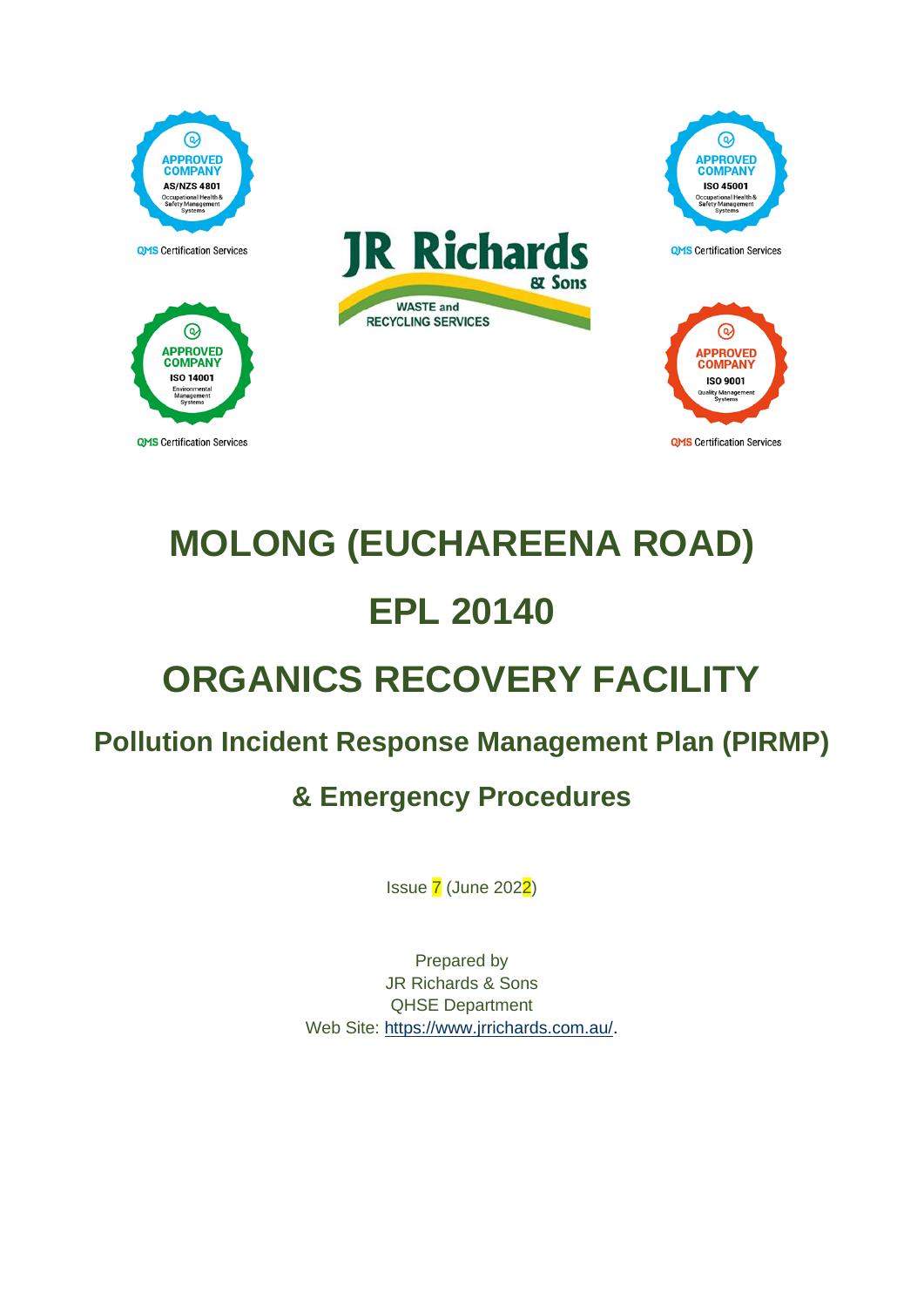# MOLONG (EUCHAREENA ROAD)

# EPL 20140

# ORGANICS RECOVERY FACILITY

## Pollution Incident Response Management Plan (PIRMP)

## & Emergency Procedures

Issue 7 (June 2022)

Prepared by
JR Richards & Sons
QHSE Department
Web Site: https://www.jrrichards.com.au/.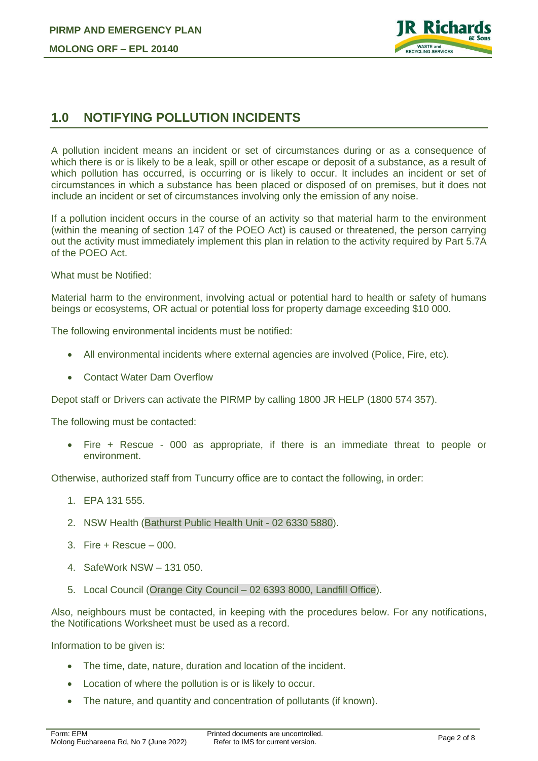## 1.0 NOTIFYING POLLUTION INCIDENTS

A pollution incident means an incident or set of circumstances during or as a consequence of which there is or is likely to be a leak, spill or other escape or deposit of a substance, as a result of which pollution has occurred, is occurring or is likely to occur. It includes an incident or set of circumstances in which a substance has been placed or disposed of on premises, but it does not include an incident or set of circumstances involving only the emission of any noise.

If a pollution incident occurs in the course of an activity so that material harm to the environment (within the meaning of section 147 of the POEO Act) is caused or threatened, the person carrying out the activity must immediately implement this plan in relation to the activity required by Part 5.7A of the POEO Act.

What must be Notified:

Material harm to the environment, involving actual or potential hard to health or safety of humans beings or ecosystems, OR actual or potential loss for property damage exceeding $10 000.

The following environmental incidents must be notified:

- All environmental incidents where external agencies are involved (Police, Fire, etc).
- Contact Water Dam Overflow

Depot staff or Drivers can activate the PIRMP by calling 1800 JR HELP (1800 574 357).

The following must be contacted:

- Fire + Rescue - 000 as appropriate, if there is an immediate threat to people or environment.

Otherwise, authorized staff from Tuncurry office are to contact the following, in order:

1. EPA 131 555.
2. NSW Health (Bathurst Public Health Unit - 02 6330 5880).
3. Fire + Rescue – 000.
4. SafeWork NSW – 131 050.
5. Local Council (Orange City Council – 02 6393 8000, Landfill Office).

Also, neighbours must be contacted, in keeping with the procedures below. For any notifications, the Notifications Worksheet must be used as a record.

Information to be given is:

- The time, date, nature, duration and location of the incident.
- Location of where the pollution is or is likely to occur.
- The nature, and quantity and concentration of pollutants (if known).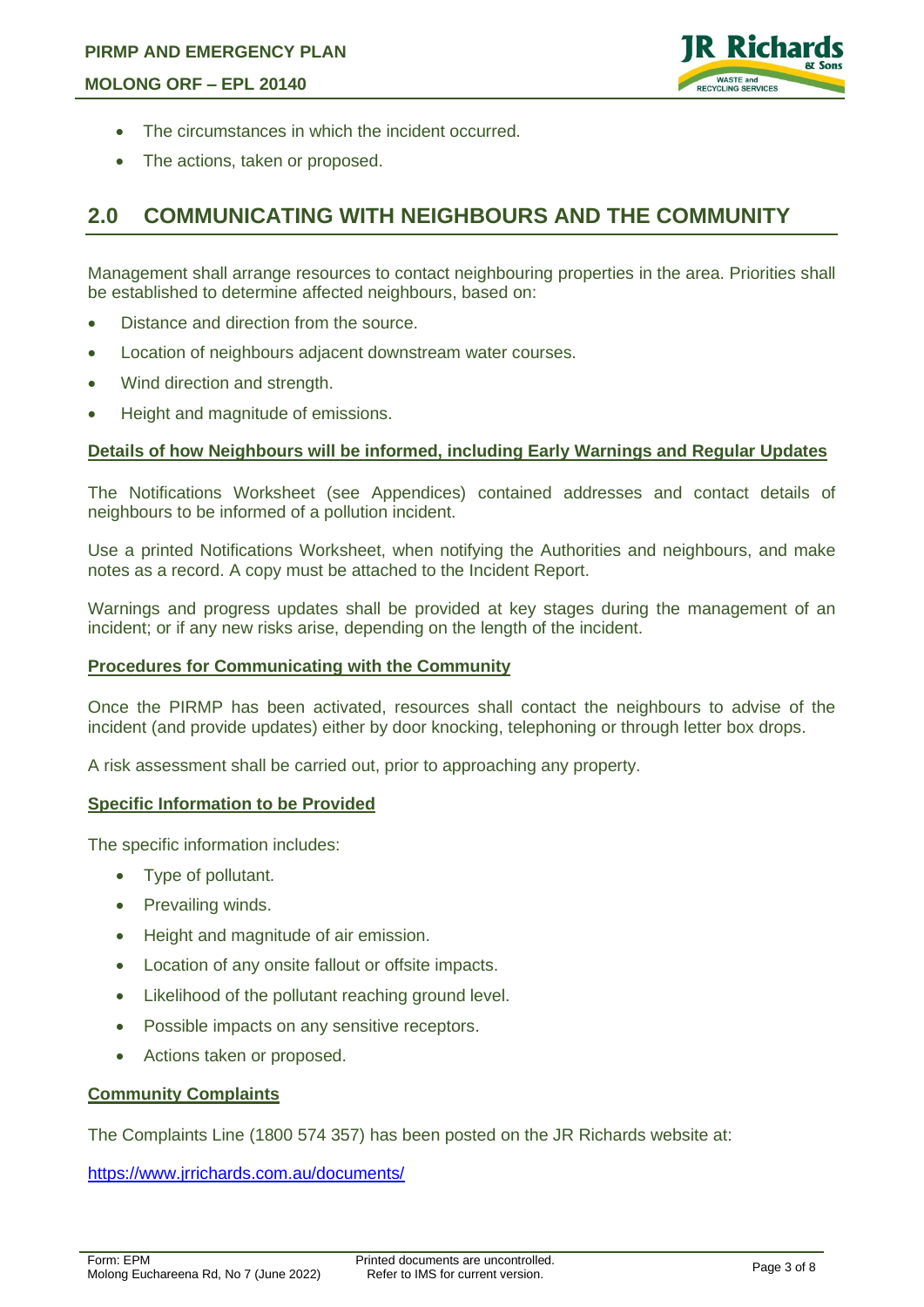- The circumstances in which the incident occurred.
- The actions, taken or proposed.

## 2.0 COMMUNICATING WITH NEIGHBOURS AND THE COMMUNITY

Management shall arrange resources to contact neighbouring properties in the area. Priorities shall be established to determine affected neighbours, based on:

- Distance and direction from the source.
- Location of neighbours adjacent downstream water courses.
- Wind direction and strength.
- Height and magnitude of emissions.

### Details of how Neighbours will be informed, including Early Warnings and Regular Updates

The Notifications Worksheet (see Appendices) contained addresses and contact details of neighbours to be informed of a pollution incident.

Use a printed Notifications Worksheet, when notifying the Authorities and neighbours, and make notes as a record. A copy must be attached to the Incident Report.

Warnings and progress updates shall be provided at key stages during the management of an incident; or if any new risks arise, depending on the length of the incident.

### Procedures for Communicating with the Community

Once the PIRMP has been activated, resources shall contact the neighbours to advise of the incident (and provide updates) either by door knocking, telephoning or through letter box drops.

A risk assessment shall be carried out, prior to approaching any property.

### Specific Information to be Provided

The specific information includes:

- Type of pollutant.
- Prevailing winds.
- Height and magnitude of air emission.
- Location of any onsite fallout or offsite impacts.
- Likelihood of the pollutant reaching ground level.
- Possible impacts on any sensitive receptors.
- Actions taken or proposed.

### Community Complaints

The Complaints Line (1800 574 357) has been posted on the JR Richards website at:

https://www.jrrichards.com.au/documents/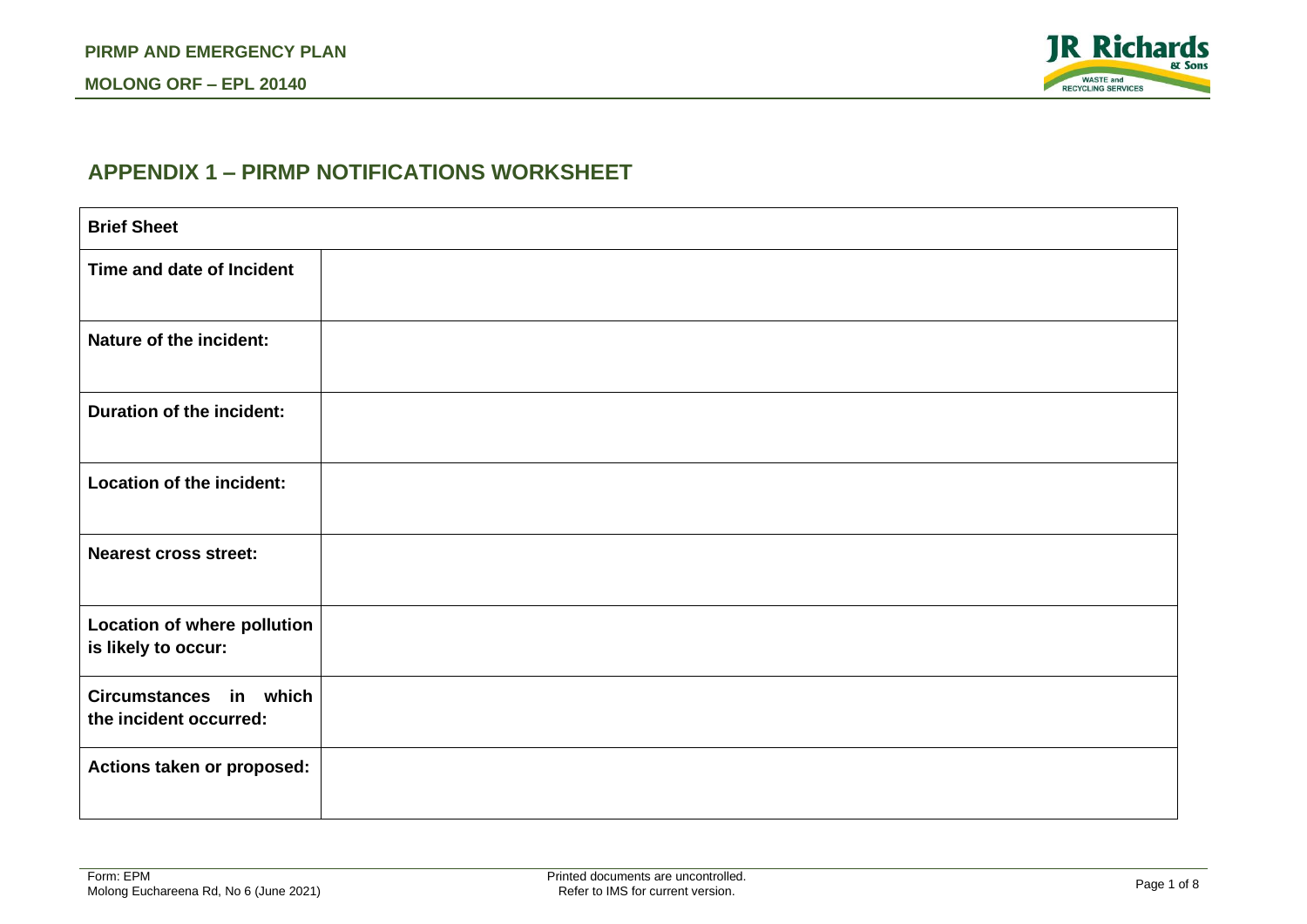## APPENDIX 1 – PIRMP NOTIFICATIONS WORKSHEET

| Brief Sheet | |
|---|---|
| **Time and date of Incident** | |
| **Nature of the incident:** | |
| **Duration of the incident:** | |
| **Location of the incident:** | |
| **Nearest cross street:** | |
| **Location of where pollution is likely to occur:** | |
| **Circumstances in which the incident occurred:** | |
| **Actions taken or proposed:** | |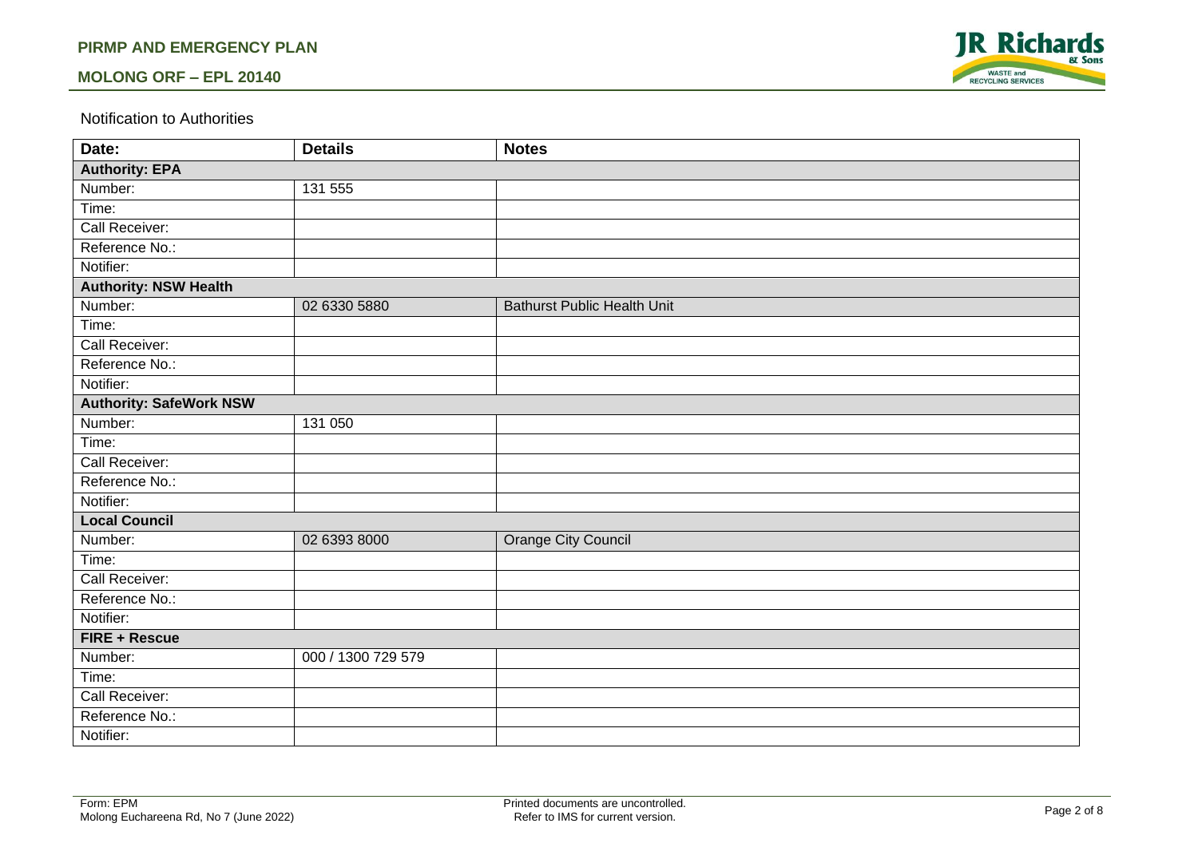Notification to Authorities

| Date: | Details | Notes |
|---|---|---|
| **Authority: EPA** | | |
| Number: | 131 555 | |
| Time: | | |
| Call Receiver: | | |
| Reference No.: | | |
| Notifier: | | |
| **Authority: NSW Health** | | |
| Number: | 02 6330 5880 | Bathurst Public Health Unit |
| Time: | | |
| Call Receiver: | | |
| Reference No.: | | |
| Notifier: | | |
| **Authority: SafeWork NSW** | | |
| Number: | 131 050 | |
| Time: | | |
| Call Receiver: | | |
| Reference No.: | | |
| Notifier: | | |
| **Local Council** | | |
| Number: | 02 6393 8000 | Orange City Council |
| Time: | | |
| Call Receiver: | | |
| Reference No.: | | |
| Notifier: | | |
| **FIRE + Rescue** | | |
| Number: | 000 / 1300 729 579 | |
| Time: | | |
| Call Receiver: | | |
| Reference No.: | | |
| Notifier: | | |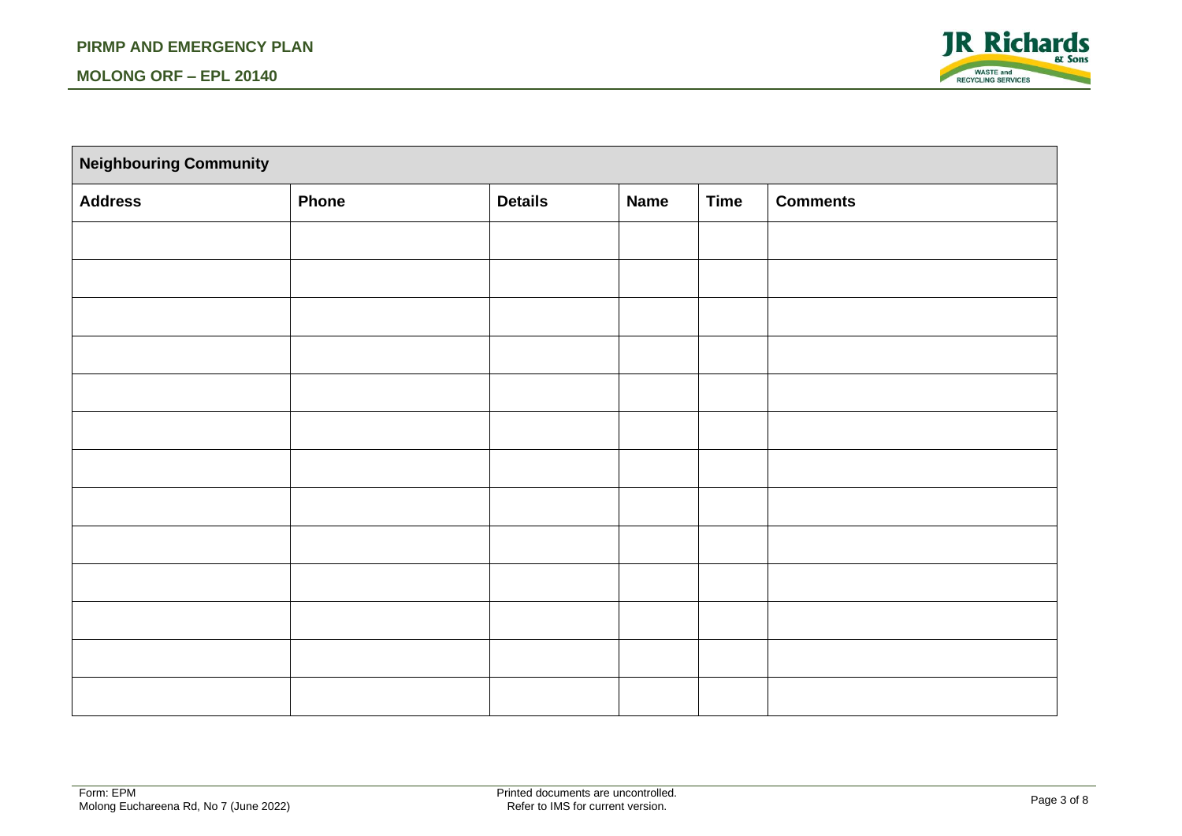| Neighbouring Community | | | | | |
|---|---|---|---|---|---|
| **Address** | **Phone** | **Details** | **Name** | **Time** | **Comments** |
| | | | | | |
| | | | | | |
| | | | | | |
| | | | | | |
| | | | | | |
| | | | | | |
| | | | | | |
| | | | | | |
| | | | | | |
| | | | | | |
| | | | | | |
| | | | | | |
| | | | | | |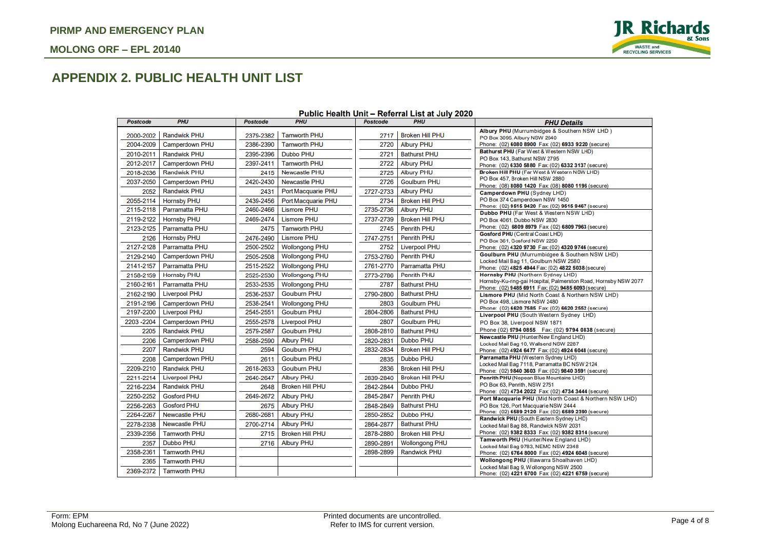# APPENDIX 2. PUBLIC HEALTH UNIT LIST

**Public Health Unit – Referral List at July 2020**

| Postcode | PHU | Postcode | PHU | Postcode | PHU |
|---|---|---|---|---|---|
| 2000-2002 | Randwick PHU | 2379-2382 | Tamworth PHU | 2717 | Broken Hill PHU |
| 2004-2009 | Camperdown PHU | 2386-2390 | Tamworth PHU | 2720 | Albury PHU |
| 2010-2011 | Randwick PHU | 2395-2396 | Dubbo PHU | 2721 | Bathurst PHU |
| 2012-2017 | Camperdown PHU | 2397-2411 | Tamworth PHU | 2722 | Albury PHU |
| 2018-2036 | Randwick PHU | 2415 | Newcastle PHU | 2725 | Albury PHU |
| 2037-2050 | Camperdown PHU | 2420-2430 | Newcastle PHU | 2726 | Goulburn PHU |
| 2052 | Randwick PHU | 2431 | Port Macquarie PHU | 2727-2733 | Albury PHU |
| 2055-2114 | Hornsby PHU | 2439-2456 | Port Macquarie PHU | 2734 | Broken Hill PHU |
| 2115-2118 | Parramatta PHU | 2460-2466 | Lismore PHU | 2735-2736 | Albury PHU |
| 2119-2122 | Hornsby PHU | 2469-2474 | Lismore PHU | 2737-2739 | Broken Hill PHU |
| 2123-2125 | Parramatta PHU | 2475 | Tamworth PHU | 2745 | Penrith PHU |
| 2126 | Hornsby PHU | 2476-2490 | Lismore PHU | 2747-2751 | Penrith PHU |
| 2127-2128 | Parramatta PHU | 2500-2502 | Wollongong PHU | 2752 | Liverpool PHU |
| 2129-2140 | Camperdown PHU | 2505-2508 | Wollongong PHU | 2753-2760 | Penrith PHU |
| 2141-2157 | Parramatta PHU | 2515-2522 | Wollongong PHU | 2761-2770 | Parramatta PHU |
| 2158-2159 | Hornsby PHU | 2525-2530 | Wollongong PHU | 2773-2786 | Penrith PHU |
| 2160-2161 | Parramatta PHU | 2533-2535 | Wollongong PHU | 2787 | Bathurst PHU |
| 2162-2190 | Liverpool PHU | 2536-2537 | Goulburn PHU | 2790-2800 | Bathurst PHU |
| 2191-2196 | Camperdown PHU | 2538-2541 | Wollongong PHU | 2803 | Goulburn PHU |
| 2197-2200 | Liverpool PHU | 2545-2551 | Goulburn PHU | 2804-2806 | Bathurst PHU |
| 2203 -2204 | Camperdown PHU | 2555-2578 | Liverpool PHU | 2807 | Goulburn PHU |
| 2205 | Randwick PHU | 2579-2587 | Goulburn PHU | 2808-2810 | Bathurst PHU |
| 2206 | Camperdown PHU | 2588-2590 | Albury PHU | 2820-2831 | Dubbo PHU |
| 2207 | Randwick PHU | 2594 | Goulburn PHU | 2832-2834 | Broken Hill PHU |
| 2208 | Camperdown PHU | 2611 | Goulburn PHU | 2835 | Dubbo PHU |
| 2209-2210 | Randwick PHU | 2618-2633 | Goulburn PHU | 2836 | Broken Hill PHU |
| 2211-2214 | Liverpool PHU | 2640-2647 | Albury PHU | 2839-2840 | Broken Hill PHU |
| 2216-2234 | Randwick PHU | 2648 | Broken Hill PHU | 2842-2844 | Dubbo PHU |
| 2250-2252 | Gosford PHU | 2649-2672 | Albury PHU | 2845-2847 | Penrith PHU |
| 2256-2263 | Gosford PHU | 2675 | Albury PHU | 2848-2849 | Bathurst PHU |
| 2264-2267 | Newcastle PHU | 2680-2681 | Albury PHU | 2850-2852 | Dubbo PHU |
| 2278-2338 | Newcastle PHU | 2700-2714 | Albury PHU | 2864-2877 | Bathurst PHU |
| 2339-2356 | Tamworth PHU | 2715 | Broken Hill PHU | 2878-2880 | Broken Hill PHU |
| 2357 | Dubbo PHU | 2716 | Albury PHU | 2890-2891 | Wollongong PHU |
| 2358-2361 | Tamworth PHU | | | 2898-2899 | Randwick PHU |
| 2365 | Tamworth PHU | | | | |
| 2369-2372 | Tamworth PHU | | | | |

| PHU Details |
|---|
| **Albury PHU** (Murrumbidgee & Southern NSW LHD) PO Box 3095, Albury NSW 2640 Phone: (02) **6080 8900** Fax: (02) **6933 9220** (secure) |
| **Bathurst PHU** (Far West & Western NSW LHD) PO Box 143, Bathurst NSW 2795 Phone: (02) **6330 5880** Fax: (02) **6332 3137** (secure) |
| **Broken Hill PHU** (Far West & Western NSW LHD) PO Box 457, Broken Hill NSW 2880 Phone: (08) **8080 1420** Fax: (08) **8080 1196** (secure) |
| **Camperdown PHU** (Sydney LHD) PO Box 374 Camperdown NSW 1450 Phone: (02) **9515 9420** Fax: (02) **9515 9467** (secure) |
| **Dubbo PHU** (Far West & Western NSW LHD) PO Box 4061, Dubbo NSW 2830 Phone: (02) **6809 8979** Fax (02) **6809 7963** (secure) |
| **Gosford PHU** (Central Coast LHD) PO Box 361, Gosford NSW 2250 Phone: (02) **4320 9730** Fax: (02) **4320 9746** (secure) |
| **Goulburn PHU** (Murrumbidgee & Southern NSW LHD) Locked Mail Bag 11, Goulburn NSW 2580 Phone: (02) **4825 4944** Fax: (02) **4822 5038** (secure) |
| **Hornsby PHU** (Northern Sydney LHD) Hornsby-Ku-ring-gai Hospital, Palmerston Road, Hornsby NSW 2077 Phone: (02) **9485 6911** Fax: (02) **9485 6093** (secure) |
| **Lismore PHU** (Mid North Coast & Northern NSW LHD) PO Box 498, Lismore NSW 2480 Phone: (02) **6620 7585** Fax: (02) **6620 2552** (secure) |
| **Liverpool PHU** (South Western Sydney LHD) PO Box 38, Liverpool NSW 1871 Phone (02) **9794 0855** Fax: (02) **9794 0838** (secure) |
| **Newcastle PHU** (Hunter/New England LHD) Locked Mail Bag 10, Wallsend NSW 2287 Phone: (02) **4924 6477** Fax: (02) **4924 6048** (secure) |
| **Parramatta PHU** (Western Sydney LHD) Locked Mail Bag 7118, Parramatta BC NSW 2124 Phone: (02) **9840 3603** Fax: (02) **9840 3591** (secure) |
| **Penrith PHU** (Nepean Blue Mountains LHD) PO Box 63, Penrith, NSW 2751 Phone: (02) **4734 2022** Fax: (02) **4734 3444** (secure) |
| **Port Macquarie PHU** (Mid North Coast & Northern NSW LHD) PO Box 126, Port Macquarie NSW 2444 Phone: (02) **6589 2120** Fax: (02) **6589 2390** (secure) |
| **Randwick PHU** (South Eastern Sydney LHD) Locked Mail Bag 88, Randwick NSW 2031 Phone: (02) **9382 8333** Fax: (02) **9382 8314** (secure) |
| **Tamworth PHU** (Hunter/New England LHD) Locked Mail Bag 9783, NEMC NSW 2348 Phone: (02) **6764 8000** Fax (02) **4924 6048** (secure) |
| **Wollongong PHU** (Illawarra Shoalhaven LHD) Locked Mail Bag 9, Wollongong NSW 2500 Phone: (02) **4221 6700** Fax (02) **4221 6759** (secure) |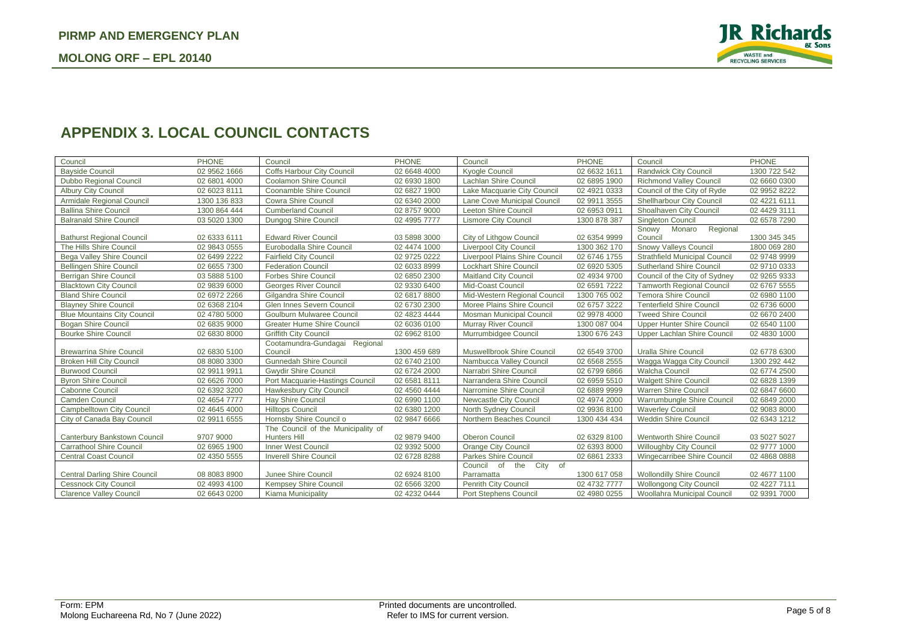## APPENDIX 3. LOCAL COUNCIL CONTACTS

| Council | PHONE | Council | PHONE | Council | PHONE | Council | PHONE |
|---|---|---|---|---|---|---|---|
| Bayside Council | 02 9562 1666 | Coffs Harbour City Council | 02 6648 4000 | Kyogle Council | 02 6632 1611 | Randwick City Council | 1300 722 542 |
| Dubbo Regional Council | 02 6801 4000 | Coolamon Shire Council | 02 6930 1800 | Lachlan Shire Council | 02 6895 1900 | Richmond Valley Council | 02 6660 0300 |
| Albury City Council | 02 6023 8111 | Coonamble Shire Council | 02 6827 1900 | Lake Macquarie City Council | 02 4921 0333 | Council of the City of Ryde | 02 9952 8222 |
| Armidale Regional Council | 1300 136 833 | Cowra Shire Council | 02 6340 2000 | Lane Cove Municipal Council | 02 9911 3555 | Shellharbour City Council | 02 4221 6111 |
| Ballina Shire Council | 1300 864 444 | Cumberland Council | 02 8757 9000 | Leeton Shire Council | 02 6953 0911 | Shoalhaven City Council | 02 4429 3111 |
| Balranald Shire Council | 03 5020 1300 | Dungog Shire Council | 02 4995 7777 | Lismore City Council | 1300 878 387 | Singleton Council | 02 6578 7290 |
| Bathurst Regional Council | 02 6333 6111 | Edward River Council | 03 5898 3000 | City of Lithgow Council | 02 6354 9999 | Snowy Monaro Regional Council | 1300 345 345 |
| The Hills Shire Council | 02 9843 0555 | Eurobodalla Shire Council | 02 4474 1000 | Liverpool City Council | 1300 362 170 | Snowy Valleys Council | 1800 069 280 |
| Bega Valley Shire Council | 02 6499 2222 | Fairfield City Council | 02 9725 0222 | Liverpool Plains Shire Council | 02 6746 1755 | Strathfield Municipal Council | 02 9748 9999 |
| Bellingen Shire Council | 02 6655 7300 | Federation Council | 02 6033 8999 | Lockhart Shire Council | 02 6920 5305 | Sutherland Shire Council | 02 9710 0333 |
| Berrigan Shire Council | 03 5888 5100 | Forbes Shire Council | 02 6850 2300 | Maitland City Council | 02 4934 9700 | Council of the City of Sydney | 02 9265 9333 |
| Blacktown City Council | 02 9839 6000 | Georges River Council | 02 9330 6400 | Mid-Coast Council | 02 6591 7222 | Tamworth Regional Council | 02 6767 5555 |
| Bland Shire Council | 02 6972 2266 | Gilgandra Shire Council | 02 6817 8800 | Mid-Western Regional Council | 1300 765 002 | Temora Shire Council | 02 6980 1100 |
| Blayney Shire Council | 02 6368 2104 | Glen Innes Severn Council | 02 6730 2300 | Moree Plains Shire Council | 02 6757 3222 | Tenterfield Shire Council | 02 6736 6000 |
| Blue Mountains City Council | 02 4780 5000 | Goulburn Mulwaree Council | 02 4823 4444 | Mosman Municipal Council | 02 9978 4000 | Tweed Shire Council | 02 6670 2400 |
| Bogan Shire Council | 02 6835 9000 | Greater Hume Shire Council | 02 6036 0100 | Murray River Council | 1300 087 004 | Upper Hunter Shire Council | 02 6540 1100 |
| Bourke Shire Council | 02 6830 8000 | Griffith City Council | 02 6962 8100 | Murrumbidgee Council | 1300 676 243 | Upper Lachlan Shire Council | 02 4830 1000 |
| Brewarrina Shire Council | 02 6830 5100 | Cootamundra-Gundagai Regional Council | 1300 459 689 | Muswellbrook Shire Council | 02 6549 3700 | Uralla Shire Council | 02 6778 6300 |
| Broken Hill City Council | 08 8080 3300 | Gunnedah Shire Council | 02 6740 2100 | Nambucca Valley Council | 02 6568 2555 | Wagga Wagga City Council | 1300 292 442 |
| Burwood Council | 02 9911 9911 | Gwydir Shire Council | 02 6724 2000 | Narrabri Shire Council | 02 6799 6866 | Walcha Council | 02 6774 2500 |
| Byron Shire Council | 02 6626 7000 | Port Macquarie-Hastings Council | 02 6581 8111 | Narrandera Shire Council | 02 6959 5510 | Walgett Shire Council | 02 6828 1399 |
| Cabonne Council | 02 6392 3200 | Hawkesbury City Council | 02 4560 4444 | Narromine Shire Council | 02 6889 9999 | Warren Shire Council | 02 6847 6600 |
| Camden Council | 02 4654 7777 | Hay Shire Council | 02 6990 1100 | Newcastle City Council | 02 4974 2000 | Warrumbungle Shire Council | 02 6849 2000 |
| Campbelltown City Council | 02 4645 4000 | Hilltops Council | 02 6380 1200 | North Sydney Council | 02 9936 8100 | Waverley Council | 02 9083 8000 |
| City of Canada Bay Council | 02 9911 6555 | Hornsby Shire Council o | 02 9847 6666 | Northern Beaches Council | 1300 434 434 | Weddin Shire Council | 02 6343 1212 |
| Canterbury Bankstown Council | 9707 9000 | The Council of the Municipality of Hunters Hill | 02 9879 9400 | Oberon Council | 02 6329 8100 | Wentworth Shire Council | 03 5027 5027 |
| Carrathool Shire Council | 02 6965 1900 | Inner West Council | 02 9392 5000 | Orange City Council | 02 6393 8000 | Willoughby City Council | 02 9777 1000 |
| Central Coast Council | 02 4350 5555 | Inverell Shire Council | 02 6728 8288 | Parkes Shire Council | 02 6861 2333 | Wingecarribee Shire Council | 02 4868 0888 |
| Central Darling Shire Council | 08 8083 8900 | Junee Shire Council | 02 6924 8100 | Council of the City of Parramatta | 1300 617 058 | Wollondilly Shire Council | 02 4677 1100 |
| Cessnock City Council | 02 4993 4100 | Kempsey Shire Council | 02 6566 3200 | Penrith City Council | 02 4732 7777 | Wollongong City Council | 02 4227 7111 |
| Clarence Valley Council | 02 6643 0200 | Kiama Municipality | 02 4232 0444 | Port Stephens Council | 02 4980 0255 | Woollahra Municipal Council | 02 9391 7000 |